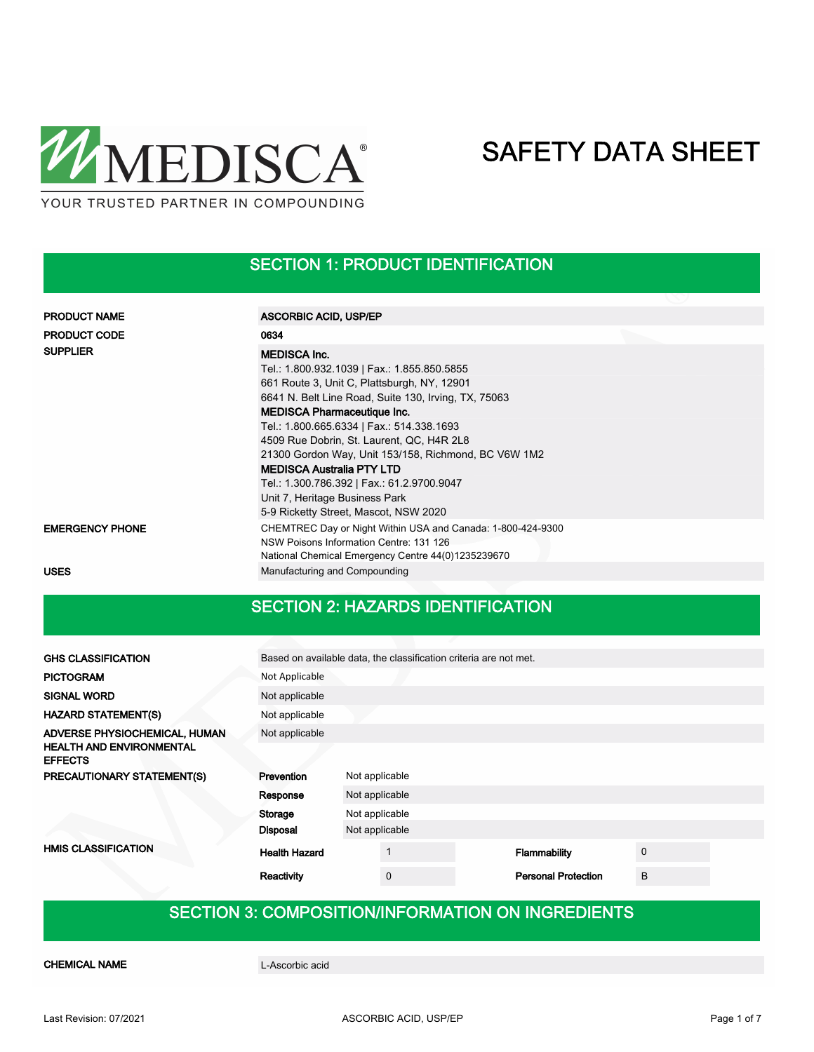MEDISCA®
YOUR TRUSTED PARTNER IN COMPOUNDING

# SAFETY DATA SHEET

## SECTION 1: PRODUCT IDENTIFICATION

| | |
|---|---|
| **PRODUCT NAME** | **ASCORBIC ACID, USP/EP** |
| **PRODUCT CODE** | **0634** |
| **SUPPLIER** | **MEDISCA Inc.**<br>Tel.: 1.800.932.1039 \| Fax.: 1.855.850.5855<br>661 Route 3, Unit C, Plattsburgh, NY, 12901<br>6641 N. Belt Line Road, Suite 130, Irving, TX, 75063<br>**MEDISCA Pharmaceutique Inc.**<br>Tel.: 1.800.665.6334 \| Fax.: 514.338.1693<br>4509 Rue Dobrin, St. Laurent, QC, H4R 2L8<br>21300 Gordon Way, Unit 153/158, Richmond, BC V6W 1M2<br>**MEDISCA Australia PTY LTD**<br>Tel.: 1.300.786.392 \| Fax.: 61.2.9700.9047<br>Unit 7, Heritage Business Park<br>5-9 Ricketty Street, Mascot, NSW 2020 |
| **EMERGENCY PHONE** | CHEMTREC Day or Night Within USA and Canada: 1-800-424-9300<br>NSW Poisons Information Centre: 131 126<br>National Chemical Emergency Centre 44(0)1235239670 |
| **USES** | Manufacturing and Compounding |

## SECTION 2: HAZARDS IDENTIFICATION

| | |
|---|---|
| **GHS CLASSIFICATION** | Based on available data, the classification criteria are not met. |
| **PICTOGRAM** | Not Applicable |
| **SIGNAL WORD** | Not applicable |
| **HAZARD STATEMENT(S)** | Not applicable |
| **ADVERSE PHYSIOCHEMICAL, HUMAN HEALTH AND ENVIRONMENTAL EFFECTS** | Not applicable |

**PRECAUTIONARY STATEMENT(S)**

| | |
|---|---|
| **Prevention** | Not applicable |
| **Response** | Not applicable |
| **Storage** | Not applicable |
| **Disposal** | Not applicable |

**HMIS CLASSIFICATION**

| | | | |
|---|---|---|---|
| **Health Hazard** | 1 | **Flammability** | 0 |
| **Reactivity** | 0 | **Personal Protection** | B |

## SECTION 3: COMPOSITION/INFORMATION ON INGREDIENTS

| | |
|---|---|
| **CHEMICAL NAME** | L-Ascorbic acid |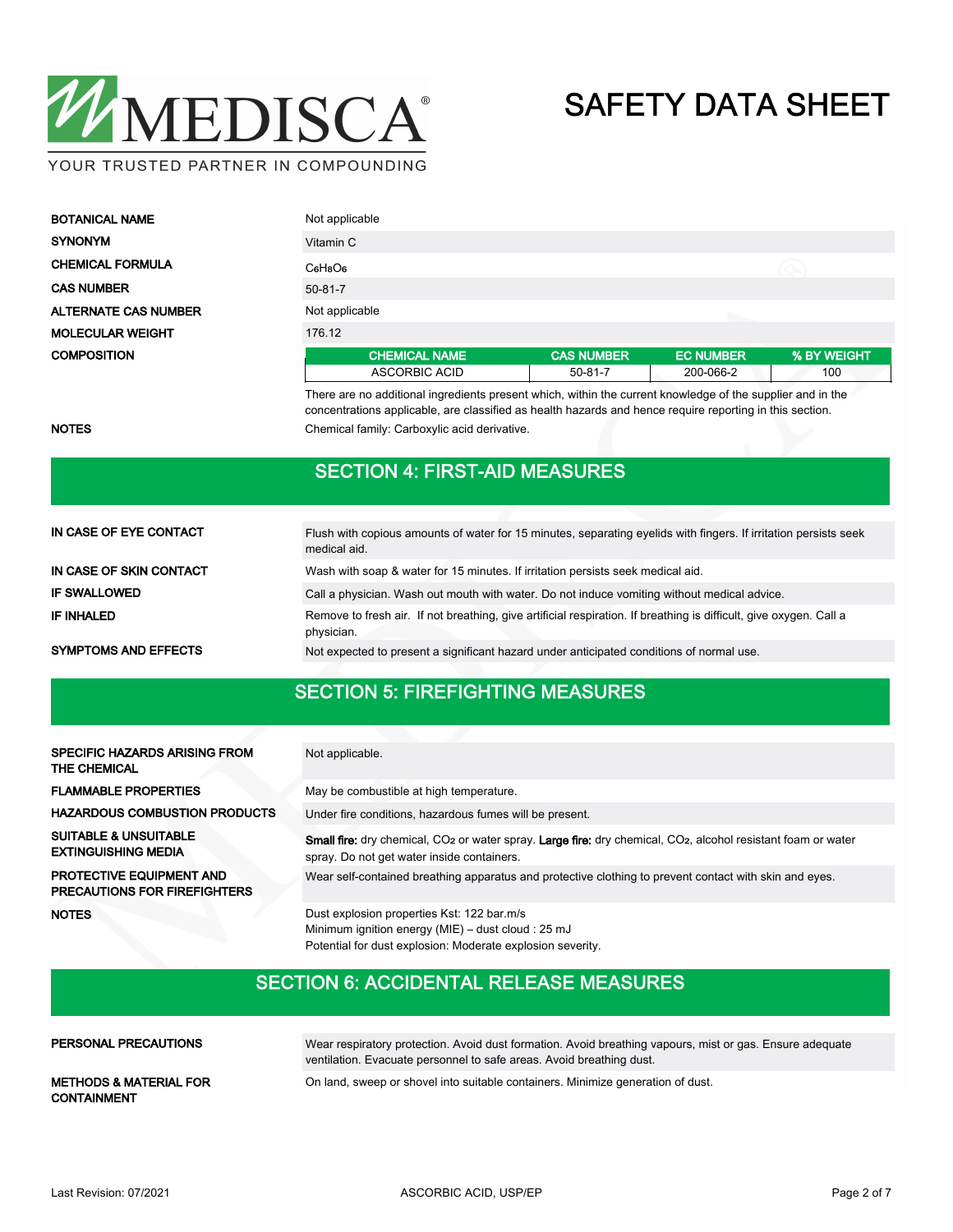# SAFETY DATA SHEET

| | |
|---|---|
| **BOTANICAL NAME** | Not applicable |
| **SYNONYM** | Vitamin C |
| **CHEMICAL FORMULA** | $C_6H_8O_6$ |
| **CAS NUMBER** | 50-81-7 |
| **ALTERNATE CAS NUMBER** | Not applicable |
| **MOLECULAR WEIGHT** | 176.12 |

**COMPOSITION**

| CHEMICAL NAME | CAS NUMBER | EC NUMBER | % BY WEIGHT |
|---|---|---|---|
| ASCORBIC ACID | 50-81-7 | 200-066-2 | 100 |

There are no additional ingredients present which, within the current knowledge of the supplier and in the concentrations applicable, are classified as health hazards and hence require reporting in this section.

**NOTES**: Chemical family: Carboxylic acid derivative.

## SECTION 4: FIRST-AID MEASURES

| | |
|---|---|
| **IN CASE OF EYE CONTACT** | Flush with copious amounts of water for 15 minutes, separating eyelids with fingers. If irritation persists seek medical aid. |
| **IN CASE OF SKIN CONTACT** | Wash with soap & water for 15 minutes. If irritation persists seek medical aid. |
| **IF SWALLOWED** | Call a physician. Wash out mouth with water. Do not induce vomiting without medical advice. |
| **IF INHALED** | Remove to fresh air. If not breathing, give artificial respiration. If breathing is difficult, give oxygen. Call a physician. |
| **SYMPTOMS AND EFFECTS** | Not expected to present a significant hazard under anticipated conditions of normal use. |

## SECTION 5: FIREFIGHTING MEASURES

| | |
|---|---|
| **SPECIFIC HAZARDS ARISING FROM THE CHEMICAL** | Not applicable. |
| **FLAMMABLE PROPERTIES** | May be combustible at high temperature. |
| **HAZARDOUS COMBUSTION PRODUCTS** | Under fire conditions, hazardous fumes will be present. |
| **SUITABLE & UNSUITABLE EXTINGUISHING MEDIA** | **Small fire:** dry chemical, $CO_2$ or water spray. **Large fire:** dry chemical, $CO_2$, alcohol resistant foam or water spray. Do not get water inside containers. |
| **PROTECTIVE EQUIPMENT AND PRECAUTIONS FOR FIREFIGHTERS** | Wear self-contained breathing apparatus and protective clothing to prevent contact with skin and eyes. |
| **NOTES** | Dust explosion properties Kst: 122 bar.m/s<br>Minimum ignition energy (MIE) – dust cloud : 25 mJ<br>Potential for dust explosion: Moderate explosion severity. |

## SECTION 6: ACCIDENTAL RELEASE MEASURES

| | |
|---|---|
| **PERSONAL PRECAUTIONS** | Wear respiratory protection. Avoid dust formation. Avoid breathing vapours, mist or gas. Ensure adequate ventilation. Evacuate personnel to safe areas. Avoid breathing dust. |
| **METHODS & MATERIAL FOR CONTAINMENT** | On land, sweep or shovel into suitable containers. Minimize generation of dust. |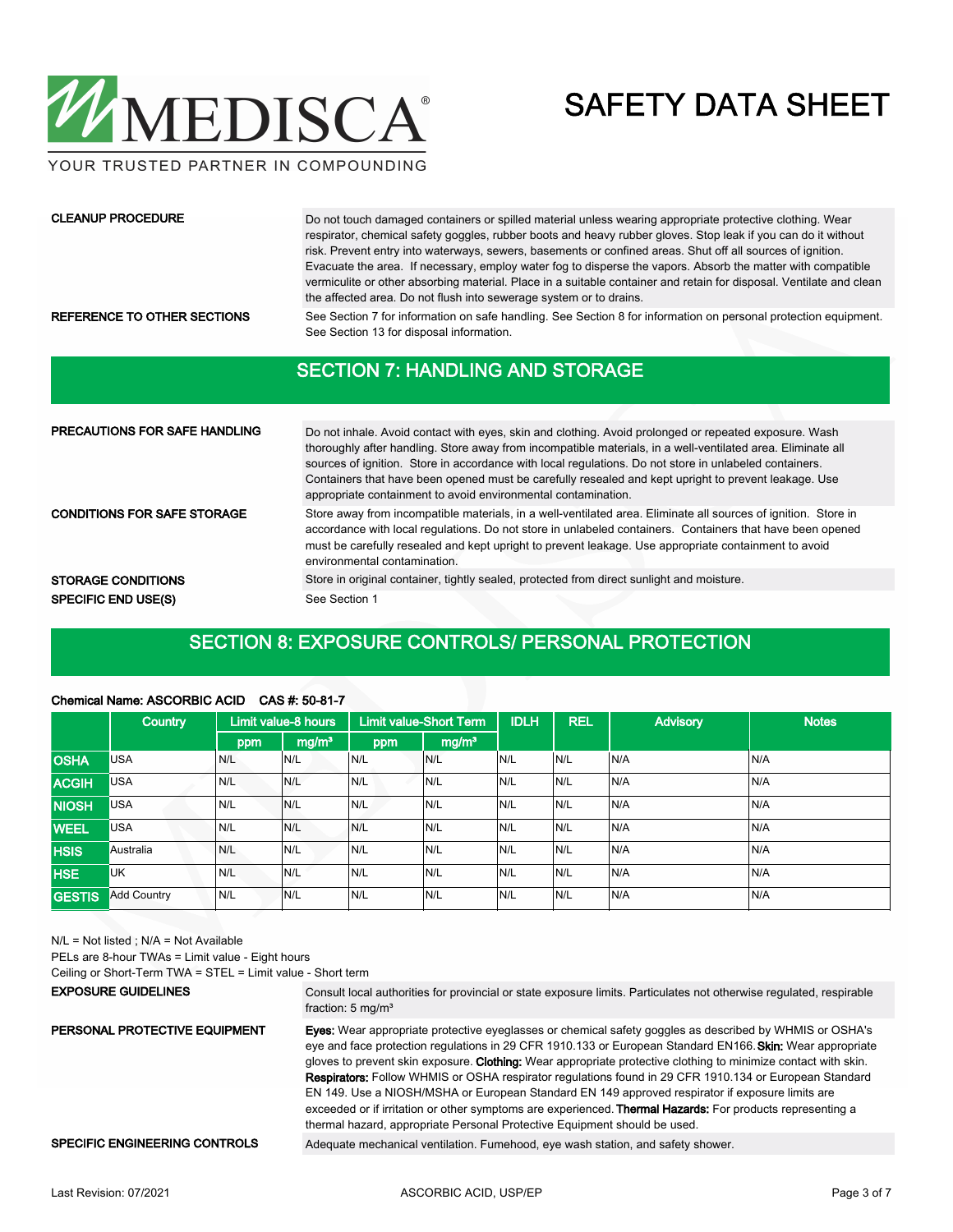**CLEANUP PROCEDURE**

Do not touch damaged containers or spilled material unless wearing appropriate protective clothing. Wear respirator, chemical safety goggles, rubber boots and heavy rubber gloves. Stop leak if you can do it without risk. Prevent entry into waterways, sewers, basements or confined areas. Shut off all sources of ignition. Evacuate the area. If necessary, employ water fog to disperse the vapors. Absorb the matter with compatible vermiculite or other absorbing material. Place in a suitable container and retain for disposal. Ventilate and clean the affected area. Do not flush into sewerage system or to drains.

**REFERENCE TO OTHER SECTIONS**

See Section 7 for information on safe handling. See Section 8 for information on personal protection equipment. See Section 13 for disposal information.

## SECTION 7: HANDLING AND STORAGE

**PRECAUTIONS FOR SAFE HANDLING**

Do not inhale. Avoid contact with eyes, skin and clothing. Avoid prolonged or repeated exposure. Wash thoroughly after handling. Store away from incompatible materials, in a well-ventilated area. Eliminate all sources of ignition. Store in accordance with local regulations. Do not store in unlabeled containers. Containers that have been opened must be carefully resealed and kept upright to prevent leakage. Use appropriate containment to avoid environmental contamination.

**CONDITIONS FOR SAFE STORAGE**

Store away from incompatible materials, in a well-ventilated area. Eliminate all sources of ignition. Store in accordance with local regulations. Do not store in unlabeled containers. Containers that have been opened must be carefully resealed and kept upright to prevent leakage. Use appropriate containment to avoid environmental contamination.

**STORAGE CONDITIONS**

Store in original container, tightly sealed, protected from direct sunlight and moisture.

**SPECIFIC END USE(S)**

See Section 1

## SECTION 8: EXPOSURE CONTROLS/ PERSONAL PROTECTION

**Chemical Name: ASCORBIC ACID CAS #: 50-81-7**

| | Country | Limit value-8 hours | | Limit value-Short Term | | IDLH | REL | Advisory | Notes |
|---|---|---|---|---|---|---|---|---|---|
| | | ppm | mg/m³ | ppm | mg/m³ | | | | |
| OSHA | USA | N/L | N/L | N/L | N/L | N/L | N/L | N/A | N/A |
| ACGIH | USA | N/L | N/L | N/L | N/L | N/L | N/L | N/A | N/A |
| NIOSH | USA | N/L | N/L | N/L | N/L | N/L | N/L | N/A | N/A |
| WEEL | USA | N/L | N/L | N/L | N/L | N/L | N/L | N/A | N/A |
| HSIS | Australia | N/L | N/L | N/L | N/L | N/L | N/L | N/A | N/A |
| HSE | UK | N/L | N/L | N/L | N/L | N/L | N/L | N/A | N/A |
| GESTIS | Add Country | N/L | N/L | N/L | N/L | N/L | N/L | N/A | N/A |

N/L = Not listed ; N/A = Not Available

PELs are 8-hour TWAs = Limit value - Eight hours

Ceiling or Short-Term TWA = STEL = Limit value - Short term

**EXPOSURE GUIDELINES**

Consult local authorities for provincial or state exposure limits. Particulates not otherwise regulated, respirable fraction: 5 mg/m³

**PERSONAL PROTECTIVE EQUIPMENT**

**Eyes:** Wear appropriate protective eyeglasses or chemical safety goggles as described by WHMIS or OSHA's eye and face protection regulations in 29 CFR 1910.133 or European Standard EN166. **Skin:** Wear appropriate gloves to prevent skin exposure. **Clothing:** Wear appropriate protective clothing to minimize contact with skin. **Respirators:** Follow WHMIS or OSHA respirator regulations found in 29 CFR 1910.134 or European Standard EN 149. Use a NIOSH/MSHA or European Standard EN 149 approved respirator if exposure limits are exceeded or if irritation or other symptoms are experienced. **Thermal Hazards:** For products representing a thermal hazard, appropriate Personal Protective Equipment should be used.

**SPECIFIC ENGINEERING CONTROLS**

Adequate mechanical ventilation. Fumehood, eye wash station, and safety shower.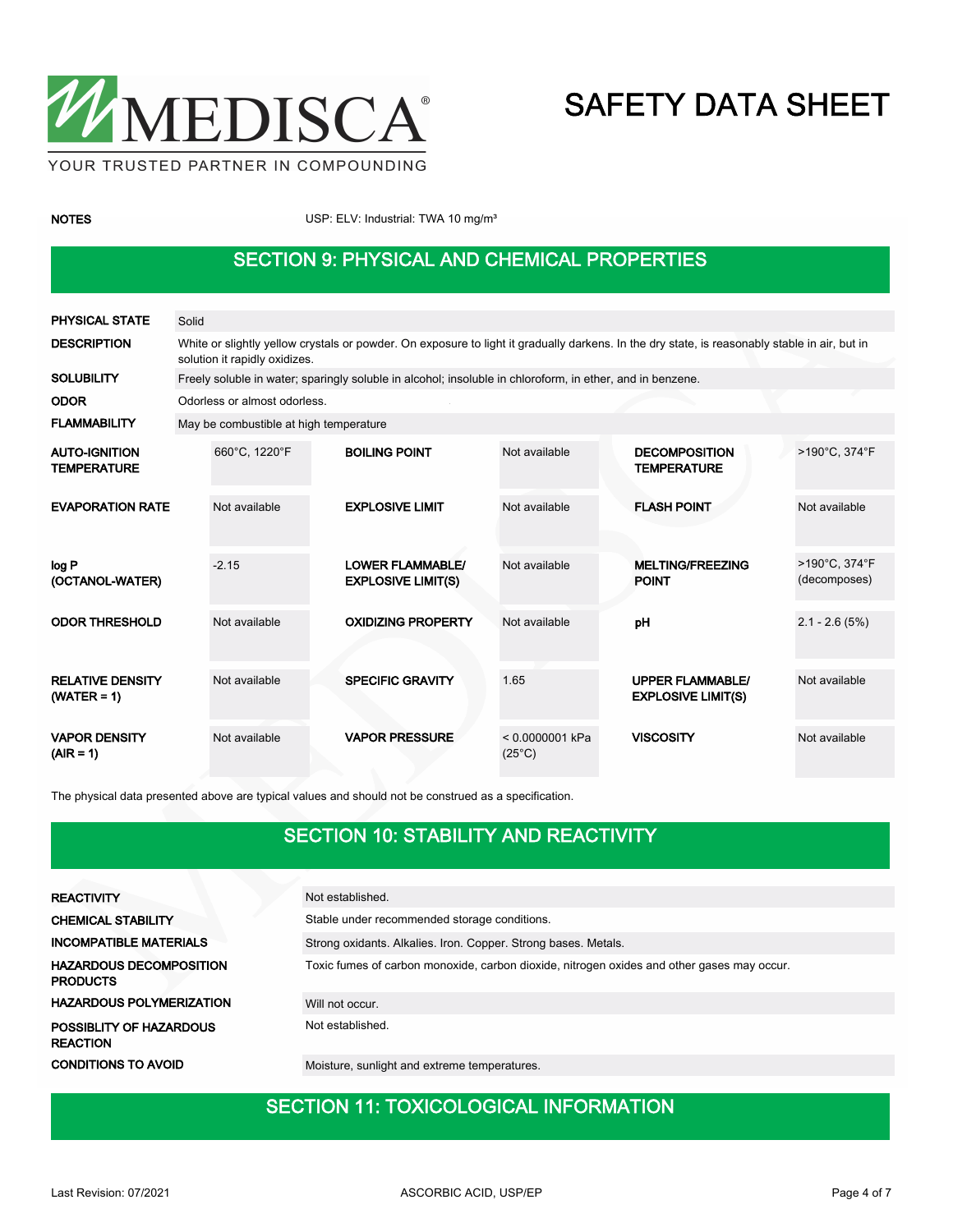| | |
|---|---|
| NOTES | USP: ELV: Industrial: TWA 10 mg/m³ |

## SECTION 9: PHYSICAL AND CHEMICAL PROPERTIES

| | |
|---|---|
| **PHYSICAL STATE** | Solid |
| **DESCRIPTION** | White or slightly yellow crystals or powder. On exposure to light it gradually darkens. In the dry state, is reasonably stable in air, but in solution it rapidly oxidizes. |
| **SOLUBILITY** | Freely soluble in water; sparingly soluble in alcohol; insoluble in chloroform, in ether, and in benzene. |
| **ODOR** | Odorless or almost odorless. |
| **FLAMMABILITY** | May be combustible at high temperature |

| | | | | | |
|---|---|---|---|---|---|
| **AUTO-IGNITION TEMPERATURE** | 660°C, 1220°F | **BOILING POINT** | Not available | **DECOMPOSITION TEMPERATURE** | >190°C, 374°F |
| **EVAPORATION RATE** | Not available | **EXPLOSIVE LIMIT** | Not available | **FLASH POINT** | Not available |
| **log P (OCTANOL-WATER)** | -2.15 | **LOWER FLAMMABLE/ EXPLOSIVE LIMIT(S)** | Not available | **MELTING/FREEZING POINT** | >190°C, 374°F (decomposes) |
| **ODOR THRESHOLD** | Not available | **OXIDIZING PROPERTY** | Not available | **pH** | 2.1 - 2.6 (5%) |
| **RELATIVE DENSITY (WATER = 1)** | Not available | **SPECIFIC GRAVITY** | 1.65 | **UPPER FLAMMABLE/ EXPLOSIVE LIMIT(S)** | Not available |
| **VAPOR DENSITY (AIR = 1)** | Not available | **VAPOR PRESSURE** | < 0.0000001 kPa (25°C) | **VISCOSITY** | Not available |

The physical data presented above are typical values and should not be construed as a specification.

## SECTION 10: STABILITY AND REACTIVITY

| | |
|---|---|
| **REACTIVITY** | Not established. |
| **CHEMICAL STABILITY** | Stable under recommended storage conditions. |
| **INCOMPATIBLE MATERIALS** | Strong oxidants. Alkalies. Iron. Copper. Strong bases. Metals. |
| **HAZARDOUS DECOMPOSITION PRODUCTS** | Toxic fumes of carbon monoxide, carbon dioxide, nitrogen oxides and other gases may occur. |
| **HAZARDOUS POLYMERIZATION** | Will not occur. |
| **POSSIBLITY OF HAZARDOUS REACTION** | Not established. |
| **CONDITIONS TO AVOID** | Moisture, sunlight and extreme temperatures. |

## SECTION 11: TOXICOLOGICAL INFORMATION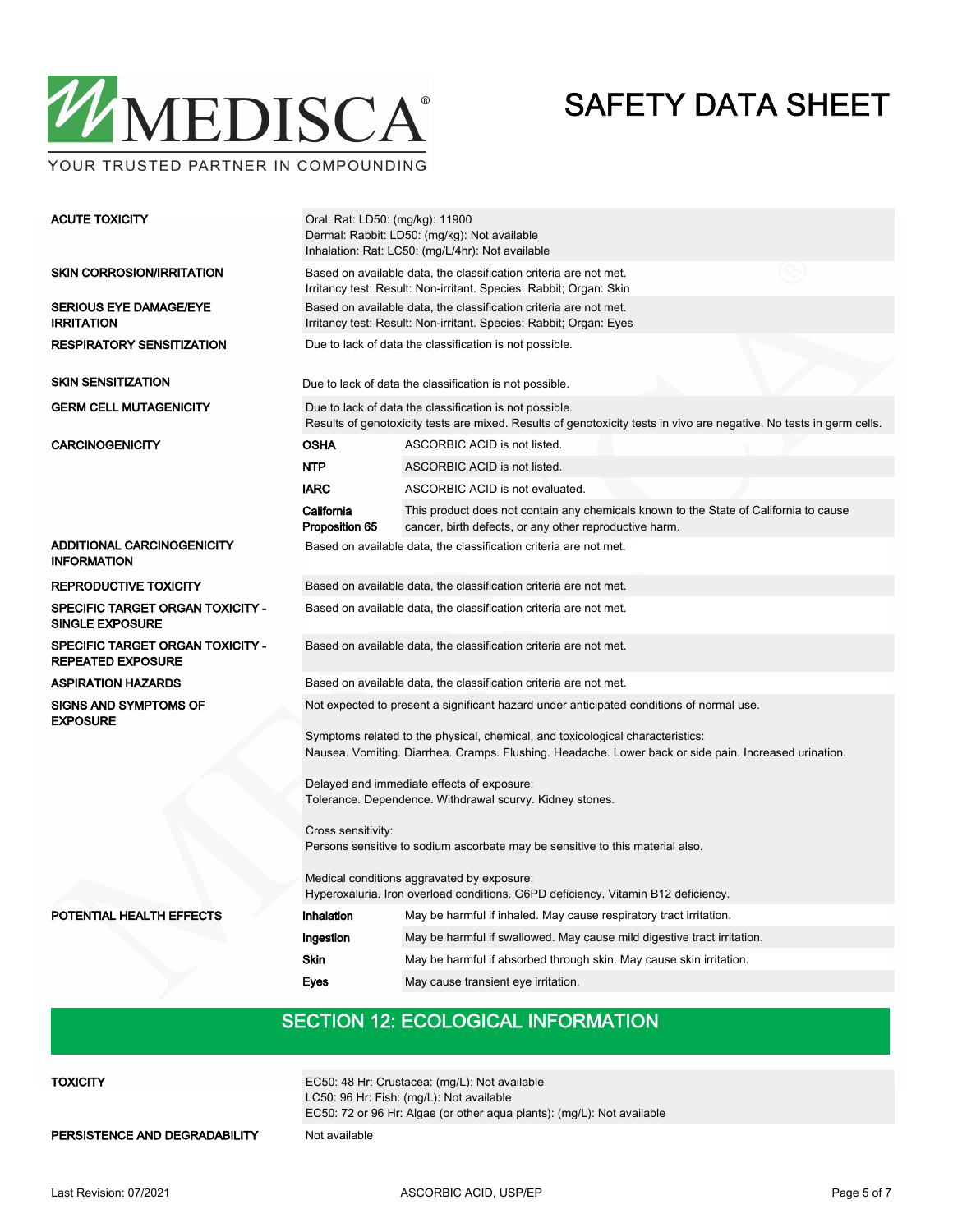| | |
|---|---|
| **ACUTE TOXICITY** | Oral: Rat: LD50: (mg/kg): 11900<br>Dermal: Rabbit: LD50: (mg/kg): Not available<br>Inhalation: Rat: LC50: (mg/L/4hr): Not available |
| **SKIN CORROSION/IRRITATION** | Based on available data, the classification criteria are not met.<br>Irritancy test: Result: Non-irritant. Species: Rabbit; Organ: Skin |
| **SERIOUS EYE DAMAGE/EYE IRRITATION** | Based on available data, the classification criteria are not met.<br>Irritancy test: Result: Non-irritant. Species: Rabbit; Organ: Eyes |
| **RESPIRATORY SENSITIZATION** | Due to lack of data the classification is not possible. |
| **SKIN SENSITIZATION** | Due to lack of data the classification is not possible. |
| **GERM CELL MUTAGENICITY** | Due to lack of data the classification is not possible.<br>Results of genotoxicity tests are mixed. Results of genotoxicity tests in vivo are negative. No tests in germ cells. |

| | | |
|---|---|---|
| **CARCINOGENICITY** | **OSHA** | ASCORBIC ACID is not listed. |
| | **NTP** | ASCORBIC ACID is not listed. |
| | **IARC** | ASCORBIC ACID is not evaluated. |
| | **California Proposition 65** | This product does not contain any chemicals known to the State of California to cause cancer, birth defects, or any other reproductive harm. |

| | |
|---|---|
| **ADDITIONAL CARCINOGENICITY INFORMATION** | Based on available data, the classification criteria are not met. |
| **REPRODUCTIVE TOXICITY** | Based on available data, the classification criteria are not met. |
| **SPECIFIC TARGET ORGAN TOXICITY - SINGLE EXPOSURE** | Based on available data, the classification criteria are not met. |
| **SPECIFIC TARGET ORGAN TOXICITY - REPEATED EXPOSURE** | Based on available data, the classification criteria are not met. |
| **ASPIRATION HAZARDS** | Based on available data, the classification criteria are not met. |
| **SIGNS AND SYMPTOMS OF EXPOSURE** | Not expected to present a significant hazard under anticipated conditions of normal use.<br><br>Symptoms related to the physical, chemical, and toxicological characteristics:<br>Nausea. Vomiting. Diarrhea. Cramps. Flushing. Headache. Lower back or side pain. Increased urination.<br><br>Delayed and immediate effects of exposure:<br>Tolerance. Dependence. Withdrawal scurvy. Kidney stones.<br><br>Cross sensitivity:<br>Persons sensitive to sodium ascorbate may be sensitive to this material also.<br><br>Medical conditions aggravated by exposure:<br>Hyperoxaluria. Iron overload conditions. G6PD deficiency. Vitamin B12 deficiency. |

| | | |
|---|---|---|
| **POTENTIAL HEALTH EFFECTS** | **Inhalation** | May be harmful if inhaled. May cause respiratory tract irritation. |
| | **Ingestion** | May be harmful if swallowed. May cause mild digestive tract irritation. |
| | **Skin** | May be harmful if absorbed through skin. May cause skin irritation. |
| | **Eyes** | May cause transient eye irritation. |

## SECTION 12: ECOLOGICAL INFORMATION

| | |
|---|---|
| **TOXICITY** | EC50: 48 Hr: Crustacea: (mg/L): Not available<br>LC50: 96 Hr: Fish: (mg/L): Not available<br>EC50: 72 or 96 Hr: Algae (or other aqua plants): (mg/L): Not available |
| **PERSISTENCE AND DEGRADABILITY** | Not available |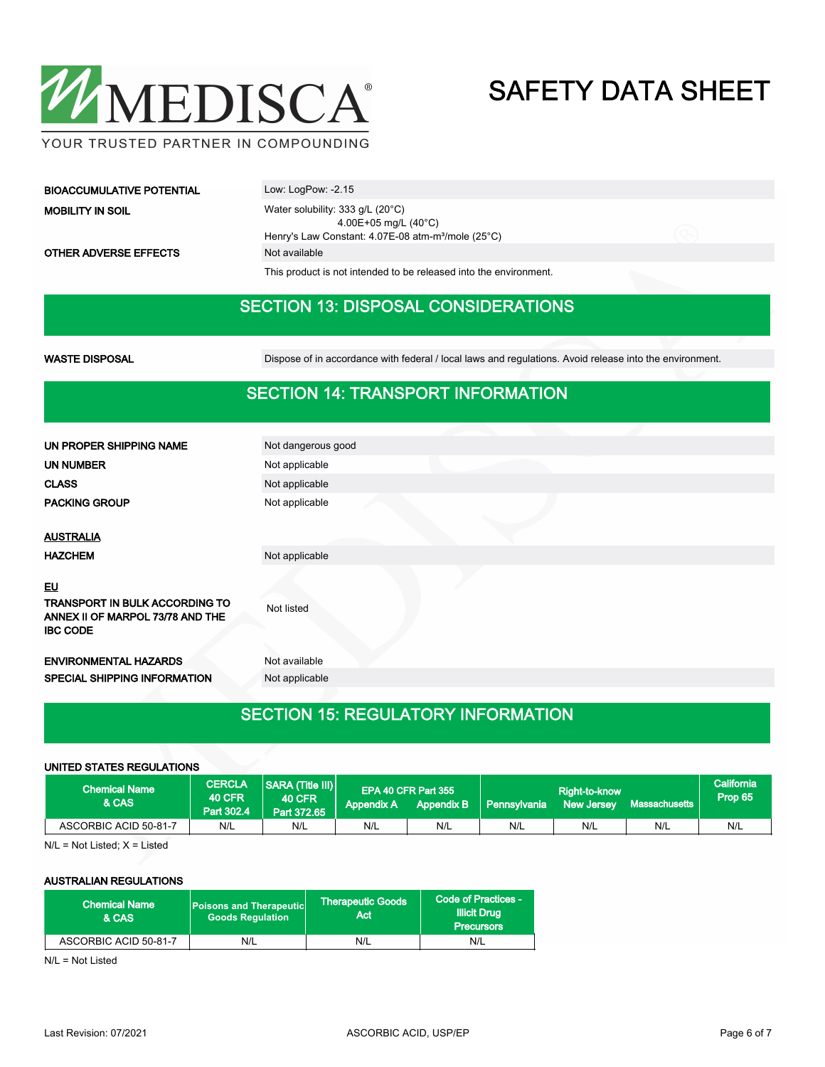| | |
|---|---|
| **BIOACCUMULATIVE POTENTIAL** | Low: LogPow: -2.15 |
| **MOBILITY IN SOIL** | Water solubility: 333 g/L (20°C)<br>4.00E+05 mg/L (40°C)<br>Henry's Law Constant: 4.07E-08 atm-m³/mole (25°C) |
| **OTHER ADVERSE EFFECTS** | Not available |
| | This product is not intended to be released into the environment. |

## SECTION 13: DISPOSAL CONSIDERATIONS

| | |
|---|---|
| **WASTE DISPOSAL** | Dispose of in accordance with federal / local laws and regulations. Avoid release into the environment. |

## SECTION 14: TRANSPORT INFORMATION

| | |
|---|---|
| **UN PROPER SHIPPING NAME** | Not dangerous good |
| **UN NUMBER** | Not applicable |
| **CLASS** | Not applicable |
| **PACKING GROUP** | Not applicable |

**AUSTRALIA**

| | |
|---|---|
| **HAZCHEM** | Not applicable |

**EU**

| | |
|---|---|
| **TRANSPORT IN BULK ACCORDING TO ANNEX II OF MARPOL 73/78 AND THE IBC CODE** | Not listed |
| **ENVIRONMENTAL HAZARDS** | Not available |
| **SPECIAL SHIPPING INFORMATION** | Not applicable |

## SECTION 15: REGULATORY INFORMATION

**UNITED STATES REGULATIONS**

| Chemical Name & CAS | CERCLA 40 CFR Part 302.4 | SARA (Title III) 40 CFR Part 372.65 | EPA 40 CFR Part 355 | | Right-to-know | | | California Prop 65 |
|---|---|---|---|---|---|---|---|---|
| | | | Appendix A | Appendix B | Pennsylvania | New Jersey | Massachusetts | |
| ASCORBIC ACID 50-81-7 | N/L | N/L | N/L | N/L | N/L | N/L | N/L | N/L |

N/L = Not Listed; X = Listed

**AUSTRALIAN REGULATIONS**

| Chemical Name & CAS | Poisons and Therapeutic Goods Regulation | Therapeutic Goods Act | Code of Practices - Illicit Drug Precursors |
|---|---|---|---|
| ASCORBIC ACID 50-81-7 | N/L | N/L | N/L |

N/L = Not Listed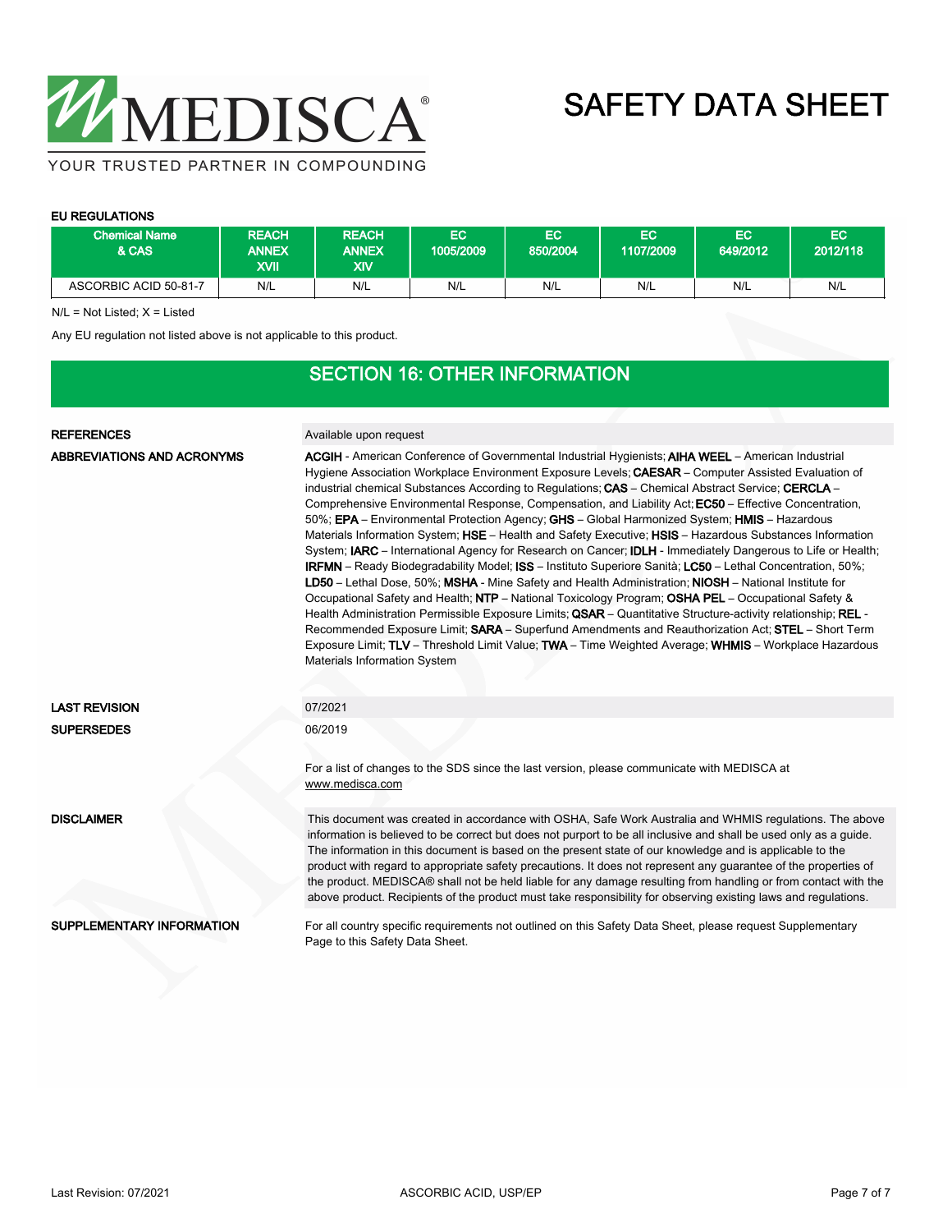#### EU REGULATIONS

| Chemical Name & CAS | REACH ANNEX XVII | REACH ANNEX XIV | EC 1005/2009 | EC 850/2004 | EC 1107/2009 | EC 649/2012 | EC 2012/118 |
|---|---|---|---|---|---|---|---|
| ASCORBIC ACID 50-81-7 | N/L | N/L | N/L | N/L | N/L | N/L | N/L |

N/L = Not Listed; X = Listed

Any EU regulation not listed above is not applicable to this product.

## SECTION 16: OTHER INFORMATION

**REFERENCES**

Available upon request

**ABBREVIATIONS AND ACRONYMS**

**ACGIH** - American Conference of Governmental Industrial Hygienists; **AIHA WEEL** – American Industrial Hygiene Association Workplace Environment Exposure Levels; **CAESAR** – Computer Assisted Evaluation of industrial chemical Substances According to Regulations; **CAS** – Chemical Abstract Service; **CERCLA** – Comprehensive Environmental Response, Compensation, and Liability Act; **EC50** – Effective Concentration, 50%; **EPA** – Environmental Protection Agency; **GHS** – Global Harmonized System; **HMIS** – Hazardous Materials Information System; **HSE** – Health and Safety Executive; **HSIS** – Hazardous Substances Information System; **IARC** – International Agency for Research on Cancer; **IDLH** - Immediately Dangerous to Life or Health; **IRFMN** – Ready Biodegradability Model; **ISS** – Instituto Superiore Sanità; **LC50** – Lethal Concentration, 50%; **LD50** – Lethal Dose, 50%; **MSHA** - Mine Safety and Health Administration; **NIOSH** – National Institute for Occupational Safety and Health; **NTP** – National Toxicology Program; **OSHA PEL** – Occupational Safety & Health Administration Permissible Exposure Limits; **QSAR** – Quantitative Structure-activity relationship; **REL** - Recommended Exposure Limit; **SARA** – Superfund Amendments and Reauthorization Act; **STEL** – Short Term Exposure Limit; **TLV** – Threshold Limit Value; **TWA** – Time Weighted Average; **WHMIS** – Workplace Hazardous Materials Information System

**LAST REVISION**

07/2021

**SUPERSEDES**

06/2019

For a list of changes to the SDS since the last version, please communicate with MEDISCA at www.medisca.com

**DISCLAIMER**

This document was created in accordance with OSHA, Safe Work Australia and WHMIS regulations. The above information is believed to be correct but does not purport to be all inclusive and shall be used only as a guide. The information in this document is based on the present state of our knowledge and is applicable to the product with regard to appropriate safety precautions. It does not represent any guarantee of the properties of the product. MEDISCA® shall not be held liable for any damage resulting from handling or from contact with the above product. Recipients of the product must take responsibility for observing existing laws and regulations.

**SUPPLEMENTARY INFORMATION**

For all country specific requirements not outlined on this Safety Data Sheet, please request Supplementary Page to this Safety Data Sheet.